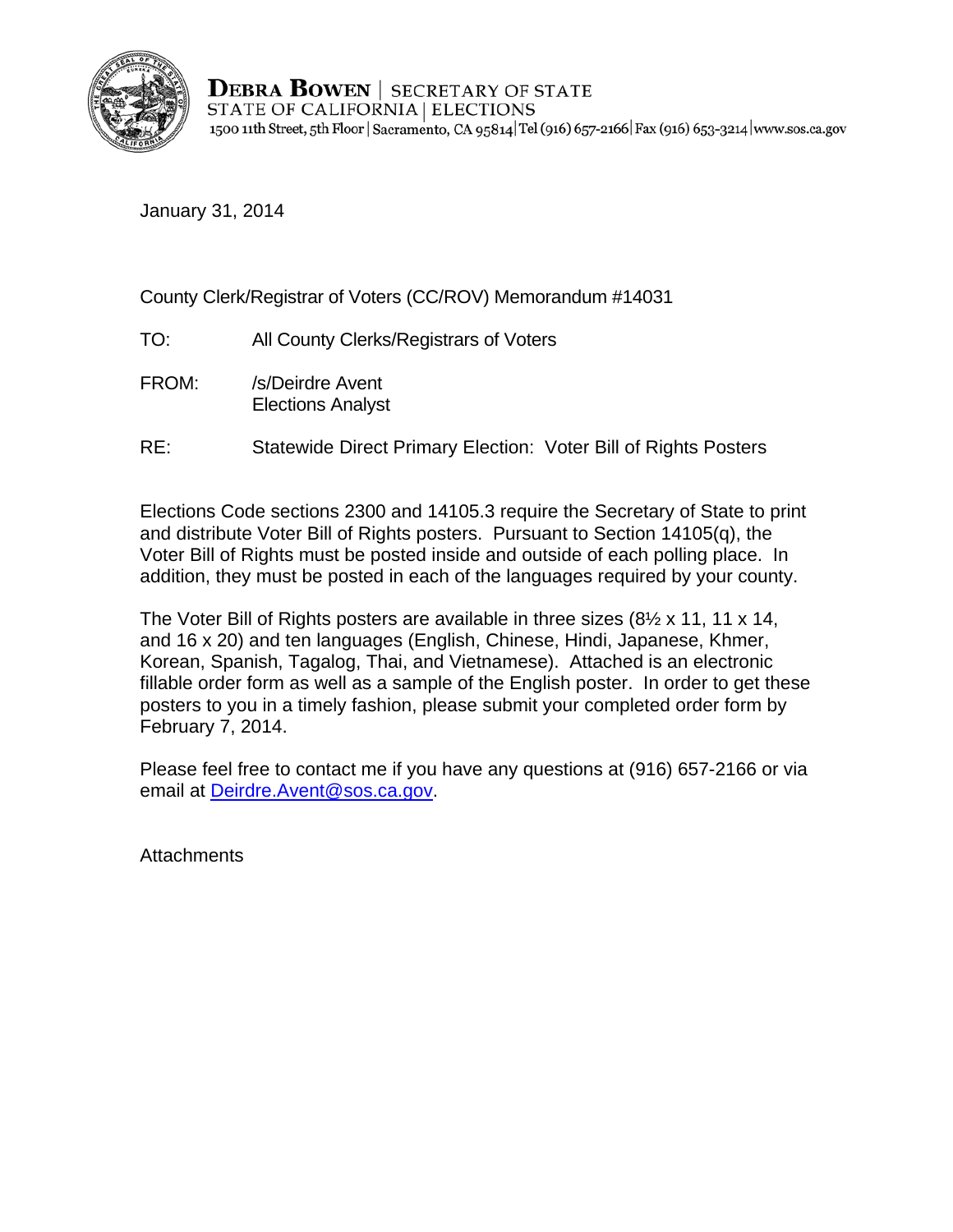**DEBRA BOWEN** | SECRETARY OF STATE
STATE OF CALIFORNIA | ELECTIONS
1500 11th Street, 5th Floor | Sacramento, CA 95814 | Tel (916) 657-2166 | Fax (916) 653-3214 | www.sos.ca.gov

January 31, 2014

County Clerk/Registrar of Voters (CC/ROV) Memorandum #14031

TO: All County Clerks/Registrars of Voters

FROM: /s/Deirdre Avent
Elections Analyst

RE: Statewide Direct Primary Election: Voter Bill of Rights Posters

Elections Code sections 2300 and 14105.3 require the Secretary of State to print and distribute Voter Bill of Rights posters. Pursuant to Section 14105(q), the Voter Bill of Rights must be posted inside and outside of each polling place. In addition, they must be posted in each of the languages required by your county.

The Voter Bill of Rights posters are available in three sizes (8½ x 11, 11 x 14, and 16 x 20) and ten languages (English, Chinese, Hindi, Japanese, Khmer, Korean, Spanish, Tagalog, Thai, and Vietnamese). Attached is an electronic fillable order form as well as a sample of the English poster. In order to get these posters to you in a timely fashion, please submit your completed order form by February 7, 2014.

Please feel free to contact me if you have any questions at (916) 657-2166 or via email at Deirdre.Avent@sos.ca.gov.

Attachments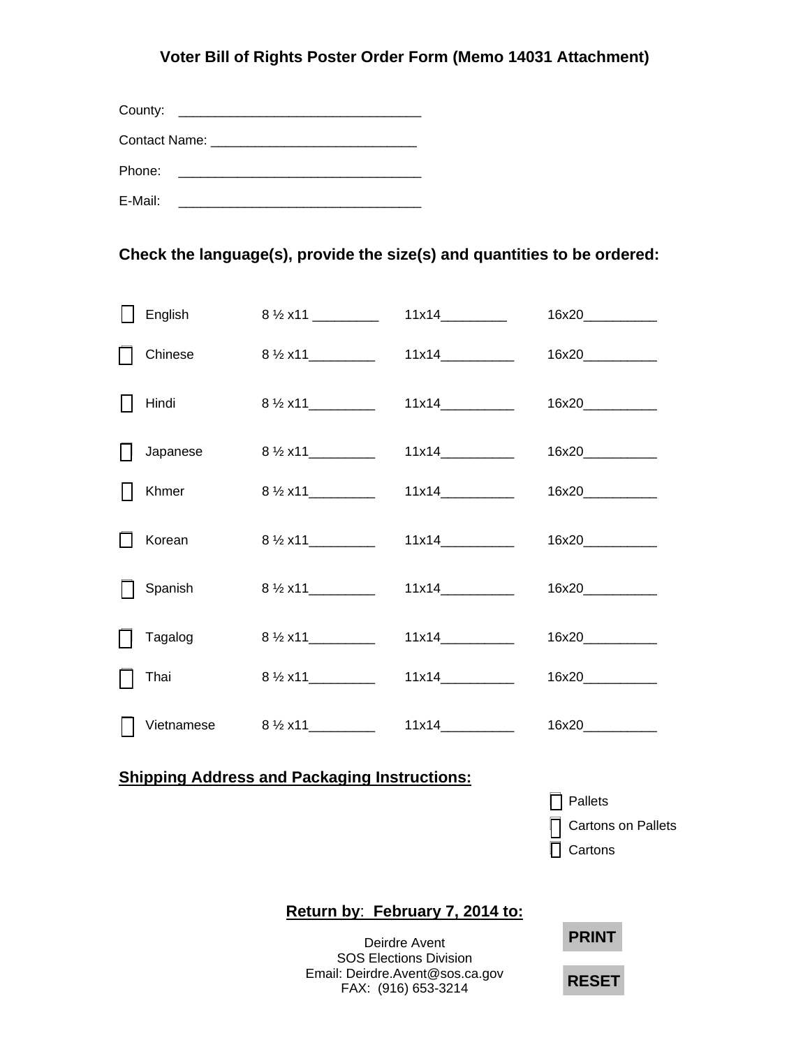# Voter Bill of Rights Poster Order Form (Memo 14031 Attachment)

County: ________________________________

Contact Name: ___________________________

Phone: ________________________________

E-Mail: ________________________________

## Check the language(s), provide the size(s) and quantities to be ordered:

| | Language | 8 ½ x11 | 11x14 | 16x20 |
|---|---|---|---|---|
| ☐ | English | _________ | _________ | __________ |
| ☐ | Chinese | _________ | __________ | __________ |
| ☐ | Hindi | _________ | __________ | __________ |
| ☐ | Japanese | _________ | __________ | __________ |
| ☐ | Khmer | _________ | __________ | __________ |
| ☐ | Korean | _________ | __________ | __________ |
| ☐ | Spanish | _________ | __________ | __________ |
| ☐ | Tagalog | _________ | __________ | __________ |
| ☐ | Thai | _________ | __________ | __________ |
| ☐ | Vietnamese | _________ | __________ | __________ |

**Shipping Address and Packaging Instructions:**

- ☐ Pallets
- ☐ Cartons on Pallets
- ☐ Cartons

**Return by: February 7, 2014 to:**

Deirdre Avent
SOS Elections Division
Email: Deirdre.Avent@sos.ca.gov
FAX: (916) 653-3214

PRINT

RESET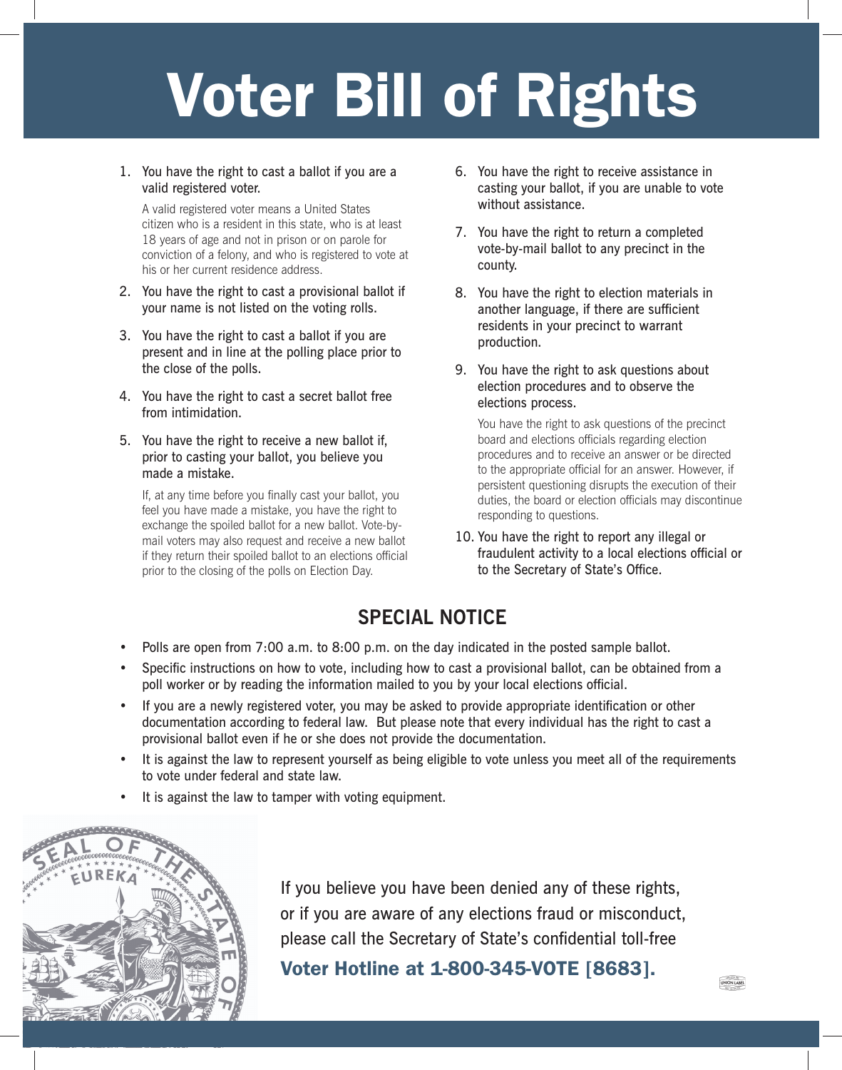# Voter Bill of Rights

1. You have the right to cast a ballot if you are a valid registered voter.

   A valid registered voter means a United States citizen who is a resident in this state, who is at least 18 years of age and not in prison or on parole for conviction of a felony, and who is registered to vote at his or her current residence address.

2. You have the right to cast a provisional ballot if your name is not listed on the voting rolls.

3. You have the right to cast a ballot if you are present and in line at the polling place prior to the close of the polls.

4. You have the right to cast a secret ballot free from intimidation.

5. You have the right to receive a new ballot if, prior to casting your ballot, you believe you made a mistake.

   If, at any time before you finally cast your ballot, you feel you have made a mistake, you have the right to exchange the spoiled ballot for a new ballot. Vote-by-mail voters may also request and receive a new ballot if they return their spoiled ballot to an elections official prior to the closing of the polls on Election Day.

6. You have the right to receive assistance in casting your ballot, if you are unable to vote without assistance.

7. You have the right to return a completed vote-by-mail ballot to any precinct in the county.

8. You have the right to election materials in another language, if there are sufficient residents in your precinct to warrant production.

9. You have the right to ask questions about election procedures and to observe the elections process.

   You have the right to ask questions of the precinct board and elections officials regarding election procedures and to receive an answer or be directed to the appropriate official for an answer. However, if persistent questioning disrupts the execution of their duties, the board or election officials may discontinue responding to questions.

10. You have the right to report any illegal or fraudulent activity to a local elections official or to the Secretary of State's Office.

## SPECIAL NOTICE

- Polls are open from 7:00 a.m. to 8:00 p.m. on the day indicated in the posted sample ballot.
- Specific instructions on how to vote, including how to cast a provisional ballot, can be obtained from a poll worker or by reading the information mailed to you by your local elections official.
- If you are a newly registered voter, you may be asked to provide appropriate identification or other documentation according to federal law. But please note that every individual has the right to cast a provisional ballot even if he or she does not provide the documentation.
- It is against the law to represent yourself as being eligible to vote unless you meet all of the requirements to vote under federal and state law.
- It is against the law to tamper with voting equipment.

If you believe you have been denied any of these rights, or if you are aware of any elections fraud or misconduct, please call the Secretary of State's confidential toll-free

**Voter Hotline at 1-800-345-VOTE [8683].**